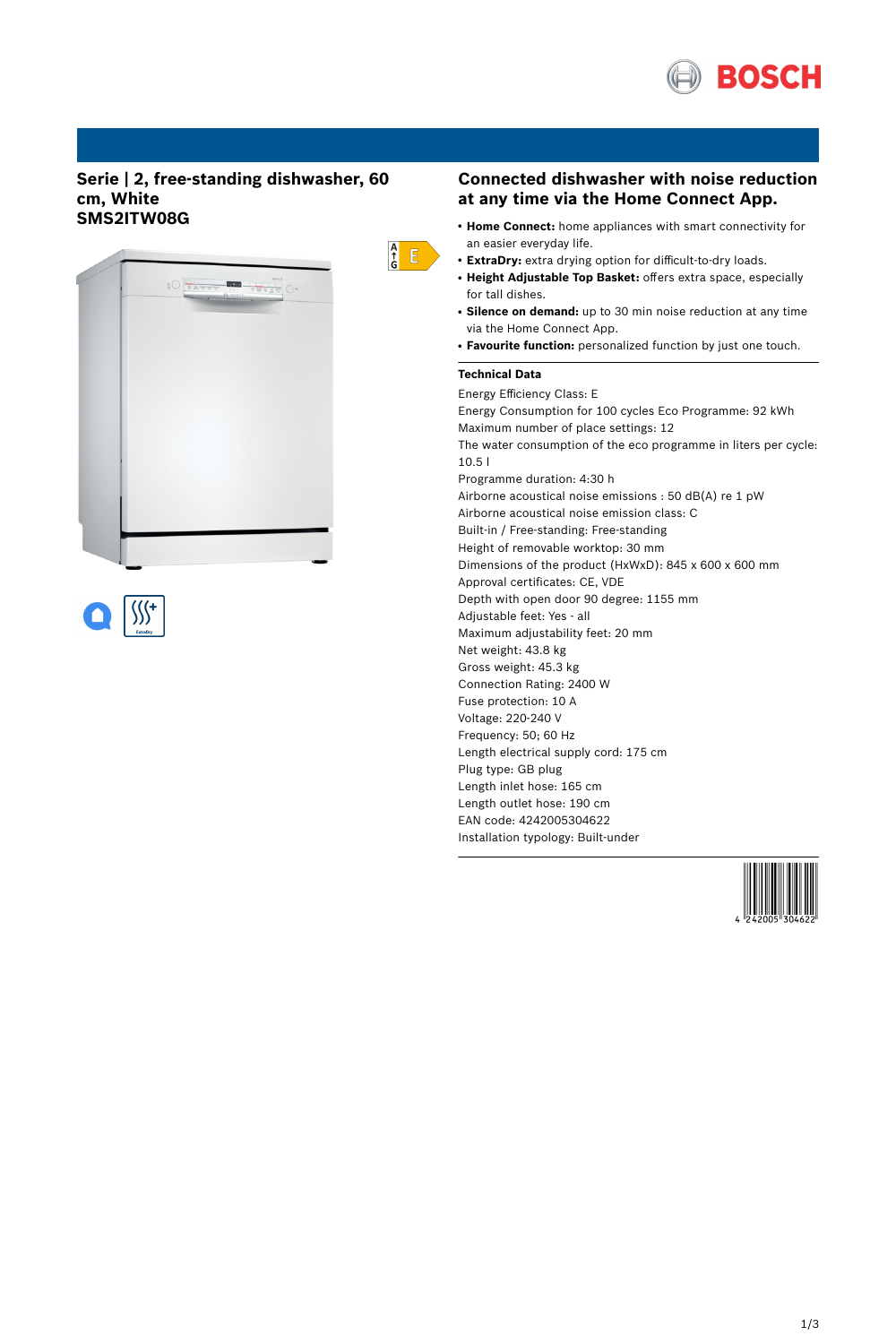# Serie | 2, free-standing dishwasher, 60 cm, White

## SMS2ITW08G

## Connected dishwasher with noise reduction at any time via the Home Connect App.

- **Home Connect:** home appliances with smart connectivity for an easier everyday life.
- **ExtraDry:** extra drying option for difficult-to-dry loads.
- **Height Adjustable Top Basket:** offers extra space, especially for tall dishes.
- **Silence on demand:** up to 30 min noise reduction at any time via the Home Connect App.
- **Favourite function:** personalized function by just one touch.

### Technical Data

Energy Efficiency Class: E
Energy Consumption for 100 cycles Eco Programme: 92 kWh
Maximum number of place settings: 12
The water consumption of the eco programme in liters per cycle: 10.5 l
Programme duration: 4:30 h
Airborne acoustical noise emissions : 50 dB(A) re 1 pW
Airborne acoustical noise emission class: C
Built-in / Free-standing: Free-standing
Height of removable worktop: 30 mm
Dimensions of the product (HxWxD): 845 x 600 x 600 mm
Approval certificates: CE, VDE
Depth with open door 90 degree: 1155 mm
Adjustable feet: Yes - all
Maximum adjustability feet: 20 mm
Net weight: 43.8 kg
Gross weight: 45.3 kg
Connection Rating: 2400 W
Fuse protection: 10 A
Voltage: 220-240 V
Frequency: 50; 60 Hz
Length electrical supply cord: 175 cm
Plug type: GB plug
Length inlet hose: 165 cm
Length outlet hose: 190 cm
EAN code: 4242005304622
Installation typology: Built-under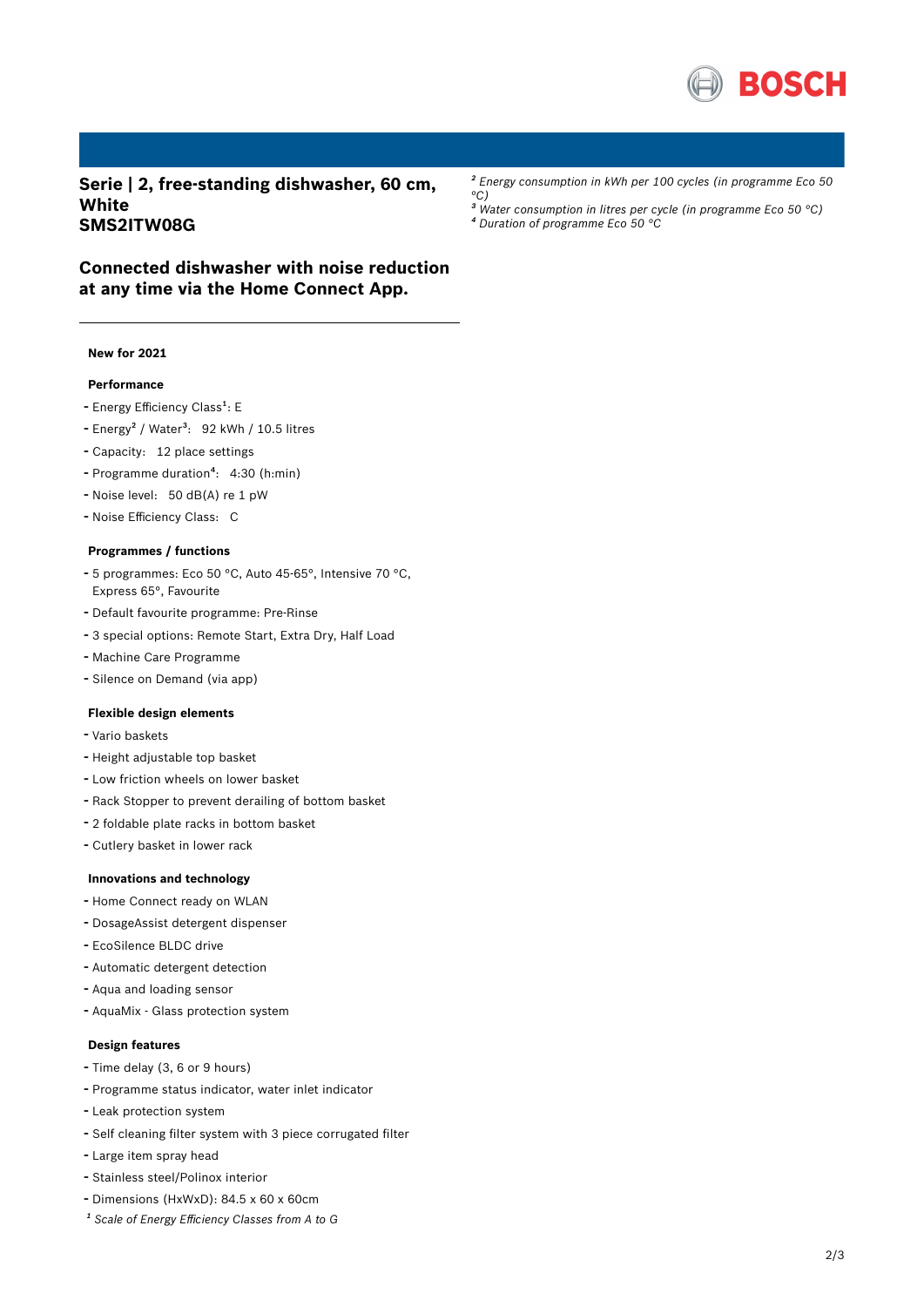## Serie | 2, free-standing dishwasher, 60 cm, White
## SMS2ITW08G

## Connected dishwasher with noise reduction at any time via the Home Connect App.

**New for 2021**

**Performance**

- Energy Efficiency Class[1]: E
- Energy[2] / Water[3]: 92 kWh / 10.5 litres
- Capacity: 12 place settings
- Programme duration[4]: 4:30 (h:min)
- Noise level: 50 dB(A) re 1 pW
- Noise Efficiency Class: C

**Programmes / functions**

- 5 programmes: Eco 50 °C, Auto 45-65°, Intensive 70 °C, Express 65°, Favourite
- Default favourite programme: Pre-Rinse
- 3 special options: Remote Start, Extra Dry, Half Load
- Machine Care Programme
- Silence on Demand (via app)

**Flexible design elements**

- Vario baskets
- Height adjustable top basket
- Low friction wheels on lower basket
- Rack Stopper to prevent derailing of bottom basket
- 2 foldable plate racks in bottom basket
- Cutlery basket in lower rack

**Innovations and technology**

- Home Connect ready on WLAN
- DosageAssist detergent dispenser
- EcoSilence BLDC drive
- Automatic detergent detection
- Aqua and loading sensor
- AquaMix - Glass protection system

**Design features**

- Time delay (3, 6 or 9 hours)
- Programme status indicator, water inlet indicator
- Leak protection system
- Self cleaning filter system with 3 piece corrugated filter
- Large item spray head
- Stainless steel/Polinox interior
- Dimensions (HxWxD): 84.5 x 60 x 60cm

*[1] Scale of Energy Efficiency Classes from A to G*

*[2] Energy consumption in kWh per 100 cycles (in programme Eco 50 °C)*

*[3] Water consumption in litres per cycle (in programme Eco 50 °C)*

*[4] Duration of programme Eco 50 °C*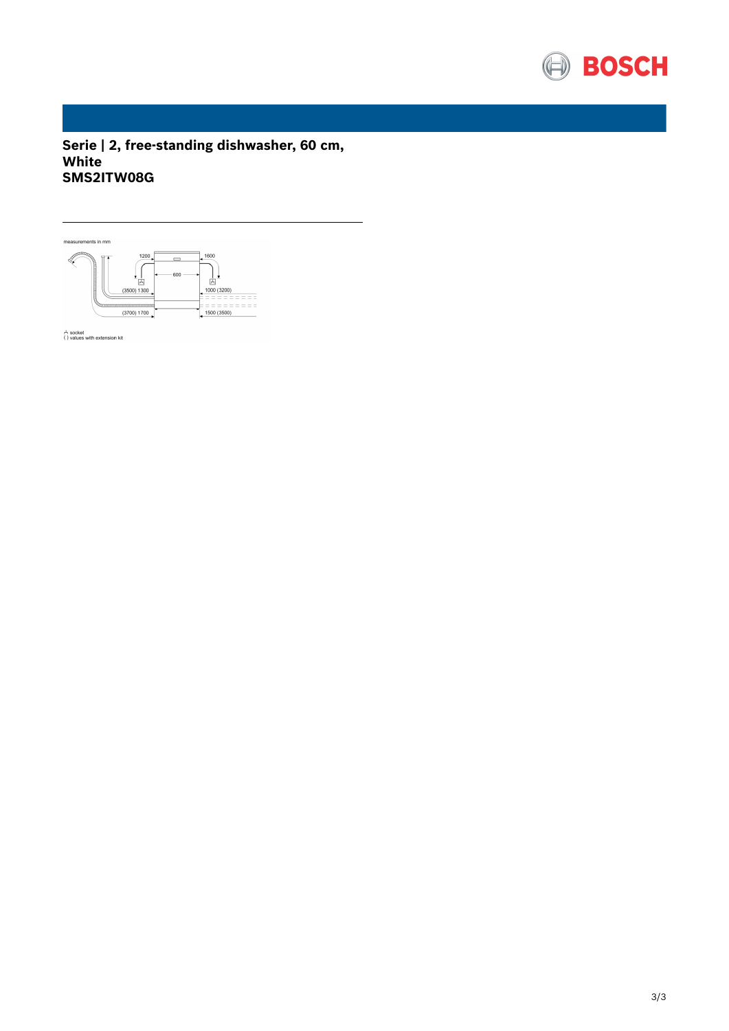# Serie | 2, free-standing dishwasher, 60 cm, White
## SMS2ITW08G

measurements in mm

1200

1600

600

(3500) 1300

1000 (3200)

(3700) 1700

1500 (3500)

socket
( ) values with extension kit